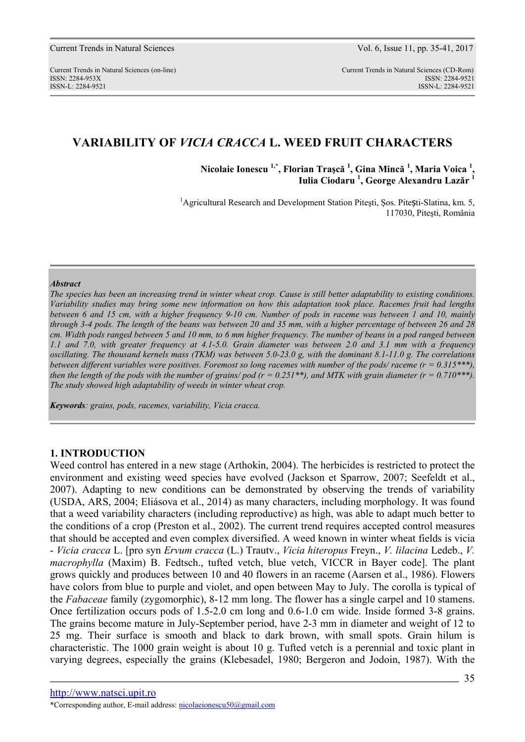# VARIABILITY OF *VICIA CRACCA* L. WEED FRUIT CHARACTERS

**Nicolaie Ionescu [1,*], Florian Trașcă [1], Gina Mincă [1], Maria Voica [1], Iulia Ciodaru [1], George Alexandru Lazăr [1]**

[1]Agricultural Research and Development Station Pitești, Șos. Pitești-Slatina, km. 5, 117030, Pitești, România

***Abstract***

*The species has been an increasing trend in winter wheat crop. Cause is still better adaptability to existing conditions. Variability studies may bring some new information on how this adaptation took place. Racemes fruit had lengths between 6 and 15 cm, with a higher frequency 9-10 cm. Number of pods in raceme was between 1 and 10, mainly through 3-4 pods. The length of the beans was between 20 and 35 mm, with a higher percentage of between 26 and 28 cm. Width pods ranged between 5 and 10 mm, to 6 mm higher frequency. The number of beans in a pod ranged between 1.1 and 7.0, with greater frequency at 4.1-5.0. Grain diameter was between 2.0 and 3.1 mm with a frequency oscillating. The thousand kernels mass (TKM) was between 5.0-23.0 g, with the dominant 8.1-11.0 g. The correlations between different variables were positives. Foremost so long racemes with number of the pods/ raceme (r = 0.315\*\*\*), then the length of the pods with the number of grains/ pod (r = 0.251\*\*), and MTK with grain diameter (r = 0.710\*\*\*). The study showed high adaptability of weeds in winter wheat crop.*

***Keywords****: grains, pods, racemes, variability, Vicia cracca.*

## 1. INTRODUCTION

Weed control has entered in a new stage (Arthokin, 2004). The herbicides is restricted to protect the environment and existing weed species have evolved (Jackson et Sparrow, 2007; Seefeldt et al., 2007). Adapting to new conditions can be demonstrated by observing the trends of variability (USDA, ARS, 2004; Eliásova et al., 2014) as many characters, including morphology. It was found that a weed variability characters (including reproductive) as high, was able to adapt much better to the conditions of a crop (Preston et al., 2002). The current trend requires accepted control measures that should be accepted and even complex diversified. A weed known in winter wheat fields is vicia - *Vicia cracca* L. [pro syn *Ervum cracca* (L.) Trautv., *Vicia hiteropus* Freyn., *V. lilacina* Ledeb., *V. macrophylla* (Maxim) B. Fedtsch., tufted vetch, blue vetch, VICCR in Bayer code]. The plant grows quickly and produces between 10 and 40 flowers in an raceme (Aarsen et al., 1986). Flowers have colors from blue to purple and violet, and open between May to July. The corolla is typical of the *Fabaceae* family (zygomorphic), 8-12 mm long. The flower has a single carpel and 10 stamens. Once fertilization occurs pods of 1.5-2.0 cm long and 0.6-1.0 cm wide. Inside formed 3-8 grains. The grains become mature in July-September period, have 2-3 mm in diameter and weight of 12 to 25 mg. Their surface is smooth and black to dark brown, with small spots. Grain hilum is characteristic. The 1000 grain weight is about 10 g. Tufted vetch is a perennial and toxic plant in varying degrees, especially the grains (Klebesadel, 1980; Bergeron and Jodoin, 1987). With the

*Corresponding author, E-mail address: nicolaeionescu50@gmail.com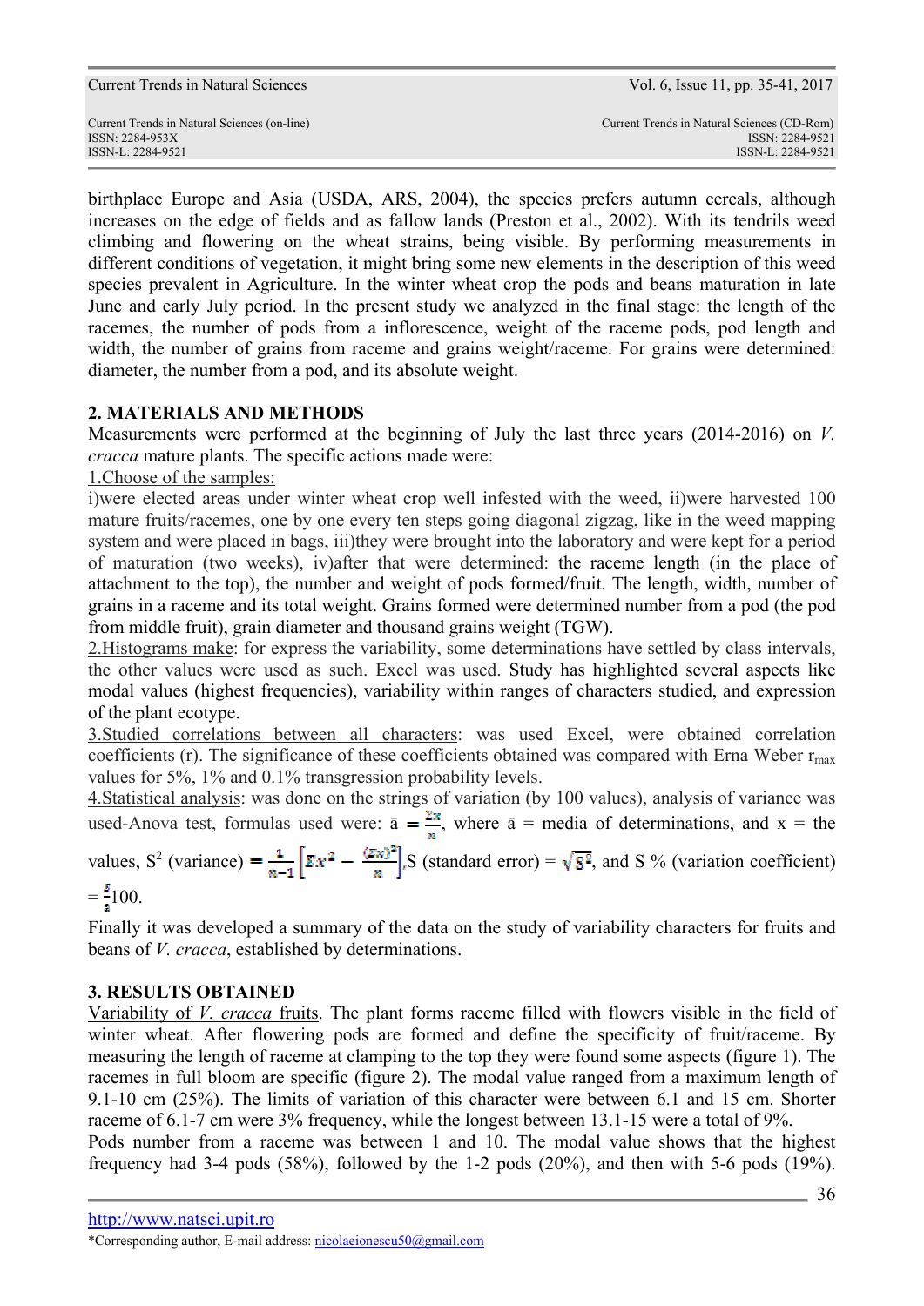birthplace Europe and Asia (USDA, ARS, 2004), the species prefers autumn cereals, although increases on the edge of fields and as fallow lands (Preston et al., 2002). With its tendrils weed climbing and flowering on the wheat strains, being visible. By performing measurements in different conditions of vegetation, it might bring some new elements in the description of this weed species prevalent in Agriculture. In the winter wheat crop the pods and beans maturation in late June and early July period. In the present study we analyzed in the final stage: the length of the racemes, the number of pods from a inflorescence, weight of the raceme pods, pod length and width, the number of grains from raceme and grains weight/raceme. For grains were determined: diameter, the number from a pod, and its absolute weight.

## 2. MATERIALS AND METHODS

Measurements were performed at the beginning of July the last three years (2014-2016) on *V. cracca* mature plants. The specific actions made were:

1.Choose of the samples:
i)were elected areas under winter wheat crop well infested with the weed, ii)were harvested 100 mature fruits/racemes, one by one every ten steps going diagonal zigzag, like in the weed mapping system and were placed in bags, iii)they were brought into the laboratory and were kept for a period of maturation (two weeks), iv)after that were determined: the raceme length (in the place of attachment to the top), the number and weight of pods formed/fruit. The length, width, number of grains in a raceme and its total weight. Grains formed were determined number from a pod (the pod from middle fruit), grain diameter and thousand grains weight (TGW).

2.Histograms make: for express the variability, some determinations have settled by class intervals, the other values were used as such. Excel was used. Study has highlighted several aspects like modal values (highest frequencies), variability within ranges of characters studied, and expression of the plant ecotype.

3.Studied correlations between all characters: was used Excel, were obtained correlation coefficients (r). The significance of these coefficients obtained was compared with Erna Weber $r_{max}$ values for 5%, 1% and 0.1% transgression probability levels.

4.Statistical analysis: was done on the strings of variation (by 100 values), analysis of variance was used-Anova test, formulas used were: $\bar{a} = \frac{\Sigma x}{n}$, where $\bar{a}$ = media of determinations, and x = the values, $S^2$ (variance) $= \frac{1}{n-1}\left[\Sigma x^2 - \frac{(\Sigma x)^2}{n}\right]$, S (standard error) = $\sqrt{S^2}$, and S % (variation coefficient) $= \frac{S}{\bar{a}}100$.

Finally it was developed a summary of the data on the study of variability characters for fruits and beans of *V. cracca*, established by determinations.

## 3. RESULTS OBTAINED

Variability of *V. cracca* fruits. The plant forms raceme filled with flowers visible in the field of winter wheat. After flowering pods are formed and define the specificity of fruit/raceme. By measuring the length of raceme at clamping to the top they were found some aspects (figure 1). The racemes in full bloom are specific (figure 2). The modal value ranged from a maximum length of 9.1-10 cm (25%). The limits of variation of this character were between 6.1 and 15 cm. Shorter raceme of 6.1-7 cm were 3% frequency, while the longest between 13.1-15 were a total of 9%.

Pods number from a raceme was between 1 and 10. The modal value shows that the highest frequency had 3-4 pods (58%), followed by the 1-2 pods (20%), and then with 5-6 pods (19%).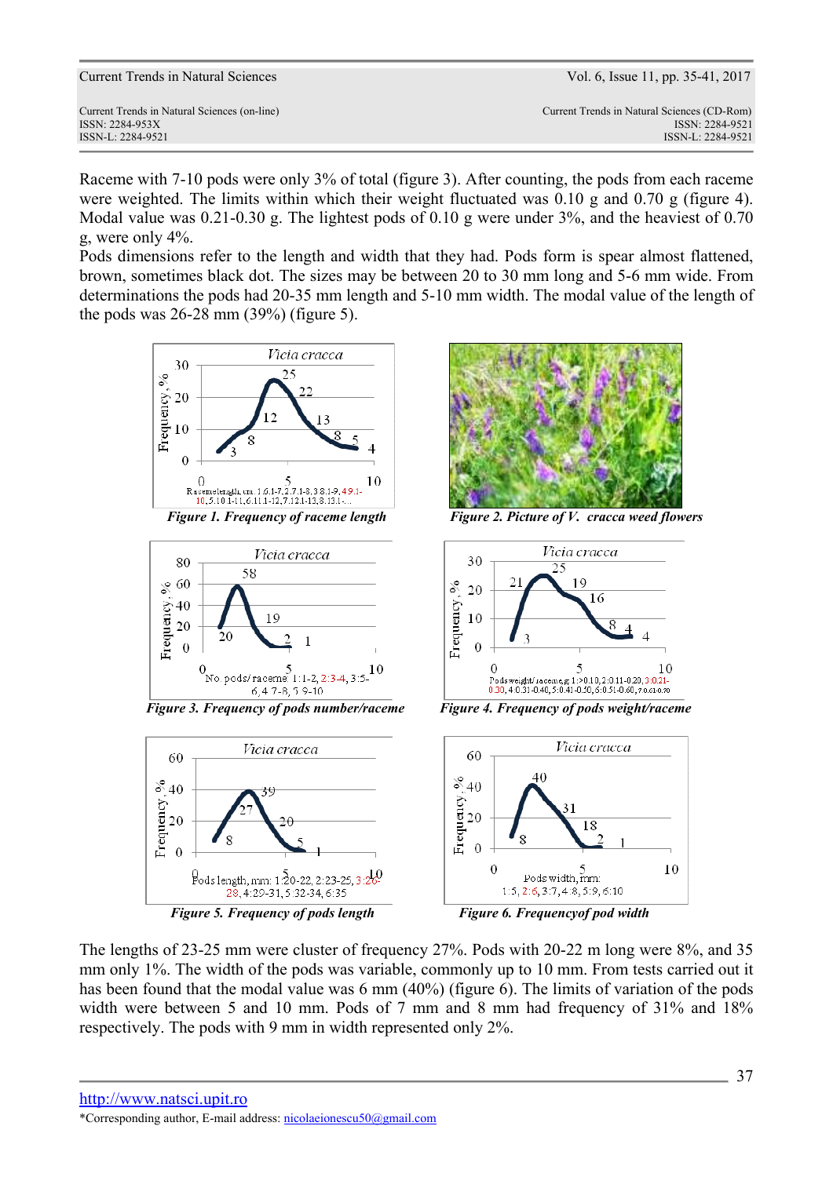Raceme with 7-10 pods were only 3% of total (figure 3). After counting, the pods from each raceme were weighted. The limits within which their weight fluctuated was 0.10 g and 0.70 g (figure 4). Modal value was 0.21-0.30 g. The lightest pods of 0.10 g were under 3%, and the heaviest of 0.70 g, were only 4%.

Pods dimensions refer to the length and width that they had. Pods form is spear almost flattened, brown, sometimes black dot. The sizes may be between 20 to 30 mm long and 5-6 mm wide. From determinations the pods had 20-35 mm length and 5-10 mm width. The modal value of the length of the pods was 26-28 mm (39%) (figure 5).

***Figure 1. Frequency of raceme length***

***Figure 2. Picture of V. cracca weed flowers***

***Figure 3. Frequency of pods number/raceme***

***Figure 4. Frequency of pods weight/raceme***

***Figure 5. Frequency of pods length***

***Figure 6. Frequencyof pod width***

The lengths of 23-25 mm were cluster of frequency 27%. Pods with 20-22 m long were 8%, and 35 mm only 1%. The width of the pods was variable, commonly up to 10 mm. From tests carried out it has been found that the modal value was 6 mm (40%) (figure 6). The limits of variation of the pods width were between 5 and 10 mm. Pods of 7 mm and 8 mm had frequency of 31% and 18% respectively. The pods with 9 mm in width represented only 2%.

http://www.natsci.upit.ro

*Corresponding author, E-mail address: nicolaeionescu50@gmail.com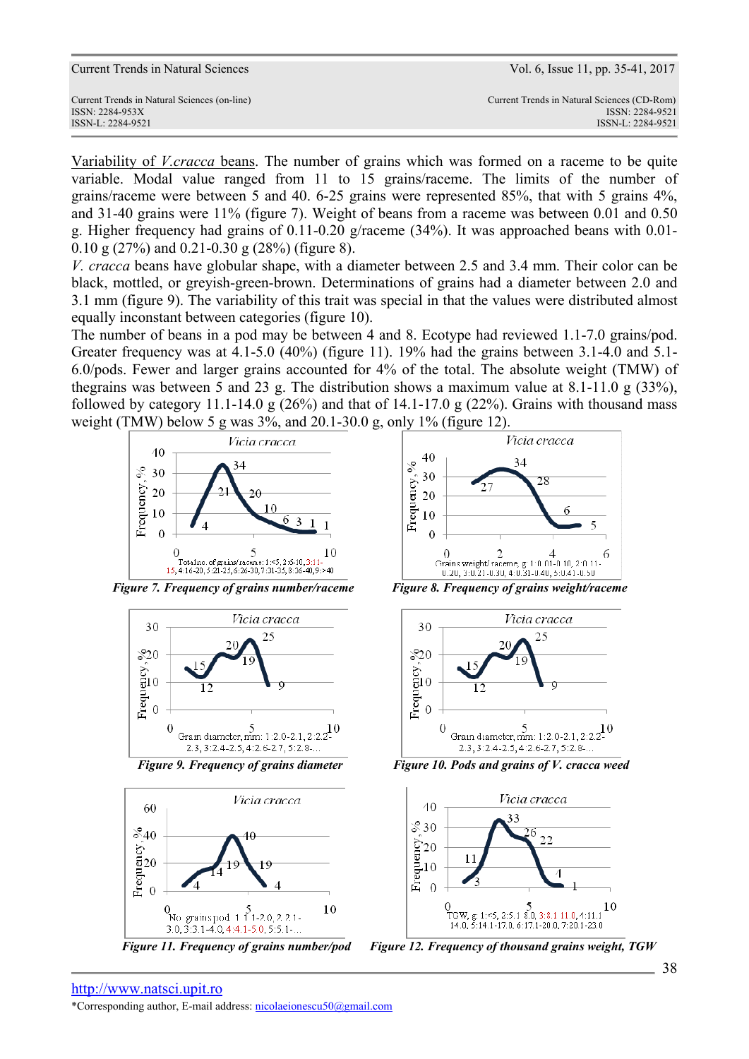Variability of *V.cracca* beans. The number of grains which was formed on a raceme to be quite variable. Modal value ranged from 11 to 15 grains/raceme. The limits of the number of grains/raceme were between 5 and 40. 6-25 grains were represented 85%, that with 5 grains 4%, and 31-40 grains were 11% (figure 7). Weight of beans from a raceme was between 0.01 and 0.50 g. Higher frequency had grains of 0.11-0.20 g/raceme (34%). It was approached beans with 0.01-0.10 g (27%) and 0.21-0.30 g (28%) (figure 8).

*V. cracca* beans have globular shape, with a diameter between 2.5 and 3.4 mm. Their color can be black, mottled, or greyish-green-brown. Determinations of grains had a diameter between 2.0 and 3.1 mm (figure 9). The variability of this trait was special in that the values were distributed almost equally inconstant between categories (figure 10).

The number of beans in a pod may be between 4 and 8. Ecotype had reviewed 1.1-7.0 grains/pod. Greater frequency was at 4.1-5.0 (40%) (figure 11). 19% had the grains between 3.1-4.0 and 5.1-6.0/pods. Fewer and larger grains accounted for 4% of the total. The absolute weight (TMW) of thegrains was between 5 and 23 g. The distribution shows a maximum value at 8.1-11.0 g (33%), followed by category 11.1-14.0 g (26%) and that of 14.1-17.0 g (22%). Grains with thousand mass weight (TMW) below 5 g was 3%, and 20.1-30.0 g, only 1% (figure 12).

*Figure 7. Frequency of grains number/raceme*

*Figure 8. Frequency of grains weight/raceme*

*Figure 9. Frequency of grains diameter*

*Figure 10. Pods and grains of V. cracca weed*

*Figure 11. Frequency of grains number/pod*

*Figure 12. Frequency of thousand grains weight, TGW*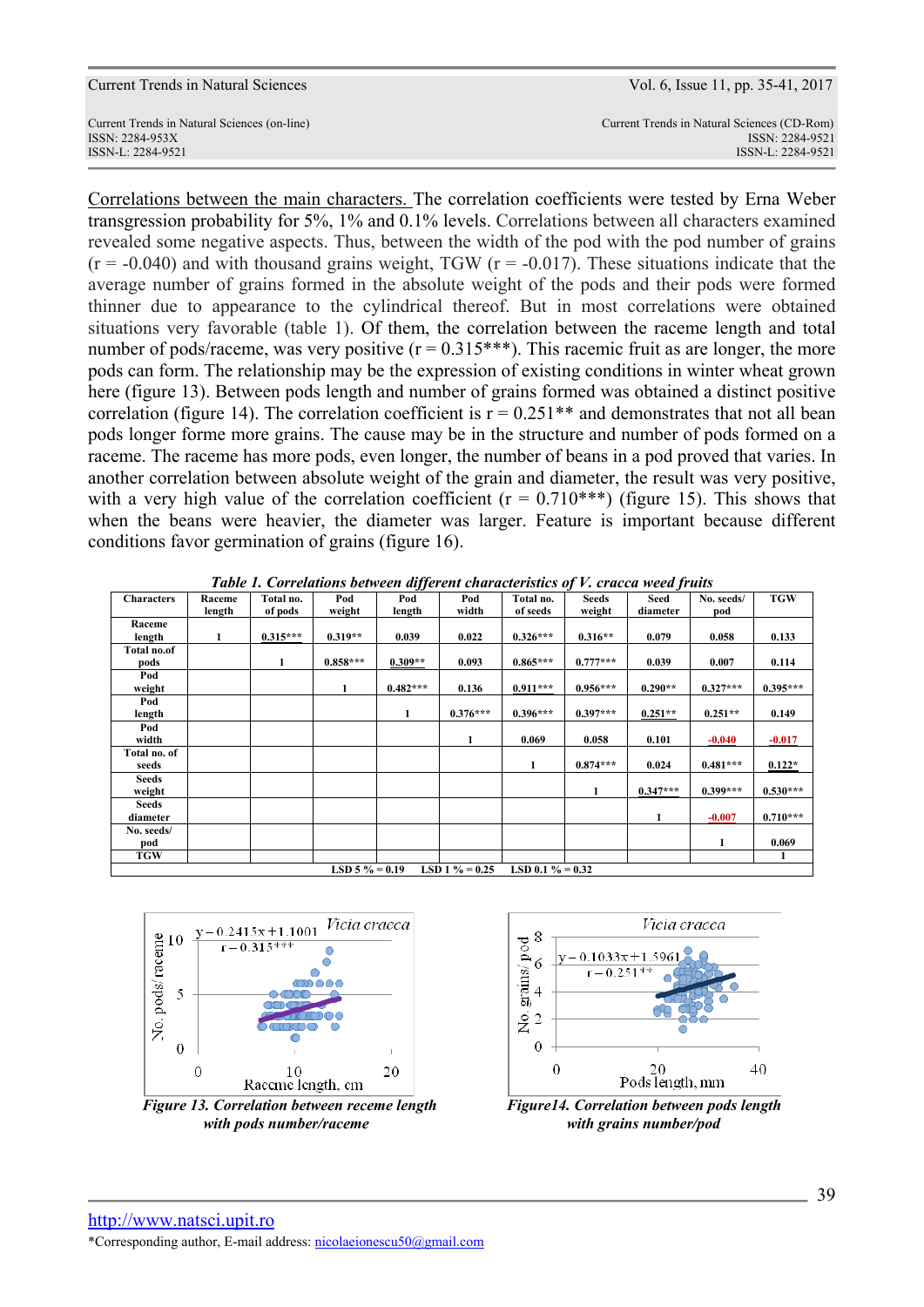Correlations between the main characters. The correlation coefficients were tested by Erna Weber transgression probability for 5%, 1% and 0.1% levels. Correlations between all characters examined revealed some negative aspects. Thus, between the width of the pod with the pod number of grains (r = -0.040) and with thousand grains weight, TGW (r = -0.017). These situations indicate that the average number of grains formed in the absolute weight of the pods and their pods were formed thinner due to appearance to the cylindrical thereof. But in most correlations were obtained situations very favorable (table 1). Of them, the correlation between the raceme length and total number of pods/raceme, was very positive (r = 0.315***). This racemic fruit as are longer, the more pods can form. The relationship may be the expression of existing conditions in winter wheat grown here (figure 13). Between pods length and number of grains formed was obtained a distinct positive correlation (figure 14). The correlation coefficient is r = 0.251** and demonstrates that not all bean pods longer forme more grains. The cause may be in the structure and number of pods formed on a raceme. The raceme has more pods, even longer, the number of beans in a pod proved that varies. In another correlation between absolute weight of the grain and diameter, the result was very positive, with a very high value of the correlation coefficient (r = 0.710***) (figure 15). This shows that when the beans were heavier, the diameter was larger. Feature is important because different conditions favor germination of grains (figure 16).

***Table 1. Correlations between different characteristics of V. cracca weed fruits***

| Characters | Raceme length | Total no. of pods | Pod weight | Pod length | Pod width | Total no. of seeds | Seeds weight | Seed diameter | No. seeds/ pod | TGW |
|---|---|---|---|---|---|---|---|---|---|---|
| Raceme length | 1 | 0.315*** | 0.319** | 0.039 | 0.022 | 0.326*** | 0.316** | 0.079 | 0.058 | 0.133 |
| Total no.of pods | | 1 | 0.858*** | 0.309** | 0.093 | 0.865*** | 0.777*** | 0.039 | 0.007 | 0.114 |
| Pod weight | | | 1 | 0.482*** | 0.136 | 0.911*** | 0.956*** | 0.290** | 0.327*** | 0.395*** |
| Pod length | | | | 1 | 0.376*** | 0.396*** | 0.397*** | 0.251** | 0.251** | 0.149 |
| Pod width | | | | | 1 | 0.069 | 0.058 | 0.101 | -0.040 | -0.017 |
| Total no. of seeds | | | | | | 1 | 0.874*** | 0.024 | 0.481*** | 0.122* |
| Seeds weight | | | | | | | 1 | 0.347*** | 0.399*** | 0.530*** |
| Seeds diameter | | | | | | | | 1 | -0.007 | 0.710*** |
| No. seeds/ pod | | | | | | | | | 1 | 0.069 |
| TGW | | | | | | | | | | 1 |

LSD 5 % = 0.19 LSD 1 % = 0.25 LSD 0.1 % = 0.32

***Figure 13. Correlation between receme length with pods number/raceme***

***Figure14. Correlation between pods length with grains number/pod***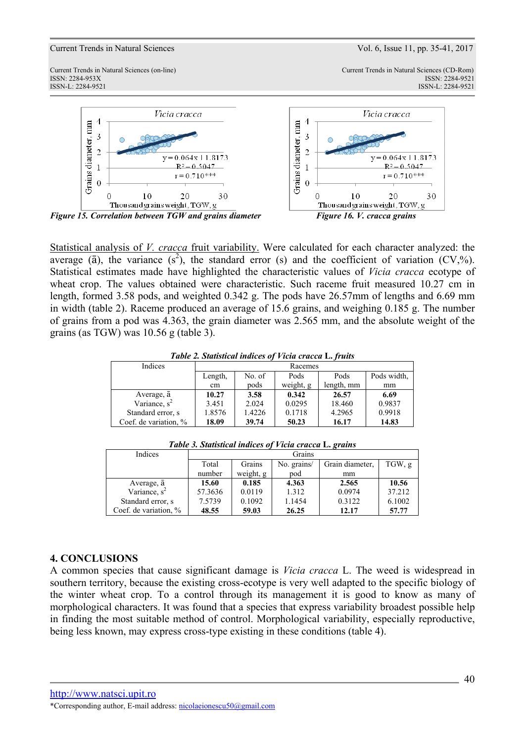*Figure 15. Correlation between TGW and grains diameter*

*Figure 16. V. cracca grains*

Statistical analysis of *V. cracca* fruit variability. Were calculated for each character analyzed: the average (ā), the variance ($s^2$), the standard error (s) and the coefficient of variation (CV,%). Statistical estimates made have highlighted the characteristic values of *Vicia cracca* ecotype of wheat crop. The values obtained were characteristic. Such raceme fruit measured 10.27 cm in length, formed 3.58 pods, and weighted 0.342 g. The pods have 26.57mm of lengths and 6.69 mm in width (table 2). Raceme produced an average of 15.6 grains, and weighing 0.185 g. The number of grains from a pod was 4.363, the grain diameter was 2.565 mm, and the absolute weight of the grains (as TGW) was 10.56 g (table 3).

***Table 2. Statistical indices of Vicia cracca* L. *fruits***

| Indices | Racemes | | | | |
|---|---|---|---|---|---|
| | Length, cm | No. of pods | Pods weight, g | Pods length, mm | Pods width, mm |
| Average, ā | **10.27** | **3.58** | **0.342** | **26.57** | **6.69** |
| Variance, $s^2$ | 3.451 | 2.024 | 0.0295 | 18.460 | 0.9837 |
| Standard error, s | 1.8576 | 1.4226 | 0.1718 | 4.2965 | 0.9918 |
| Coef. de variation, % | **18.09** | **39.74** | **50.23** | **16.17** | **14.83** |

***Table 3. Statistical indices of Vicia cracca* L. *grains***

| Indices | Grains | | | | |
|---|---|---|---|---|---|
| | Total number | Grains weight, g | No. grains/ pod | Grain diameter, mm | TGW, g |
| Average, ā | **15.60** | **0.185** | **4.363** | **2.565** | **10.56** |
| Variance, $s^2$ | 57.3636 | 0.0119 | 1.312 | 0.0974 | 37.212 |
| Standard error, s | 7.5739 | 0.1092 | 1.1454 | 0.3122 | 6.1002 |
| Coef. de variation, % | **48.55** | **59.03** | **26.25** | **12.17** | **57.77** |

## 4. CONCLUSIONS

A common species that cause significant damage is *Vicia cracca* L. The weed is widespread in southern territory, because the existing cross-ecotype is very well adapted to the specific biology of the winter wheat crop. To a control through its management it is good to know as many of morphological characters. It was found that a species that express variability broadest possible help in finding the most suitable method of control. Morphological variability, especially reproductive, being less known, may express cross-type existing in these conditions (table 4).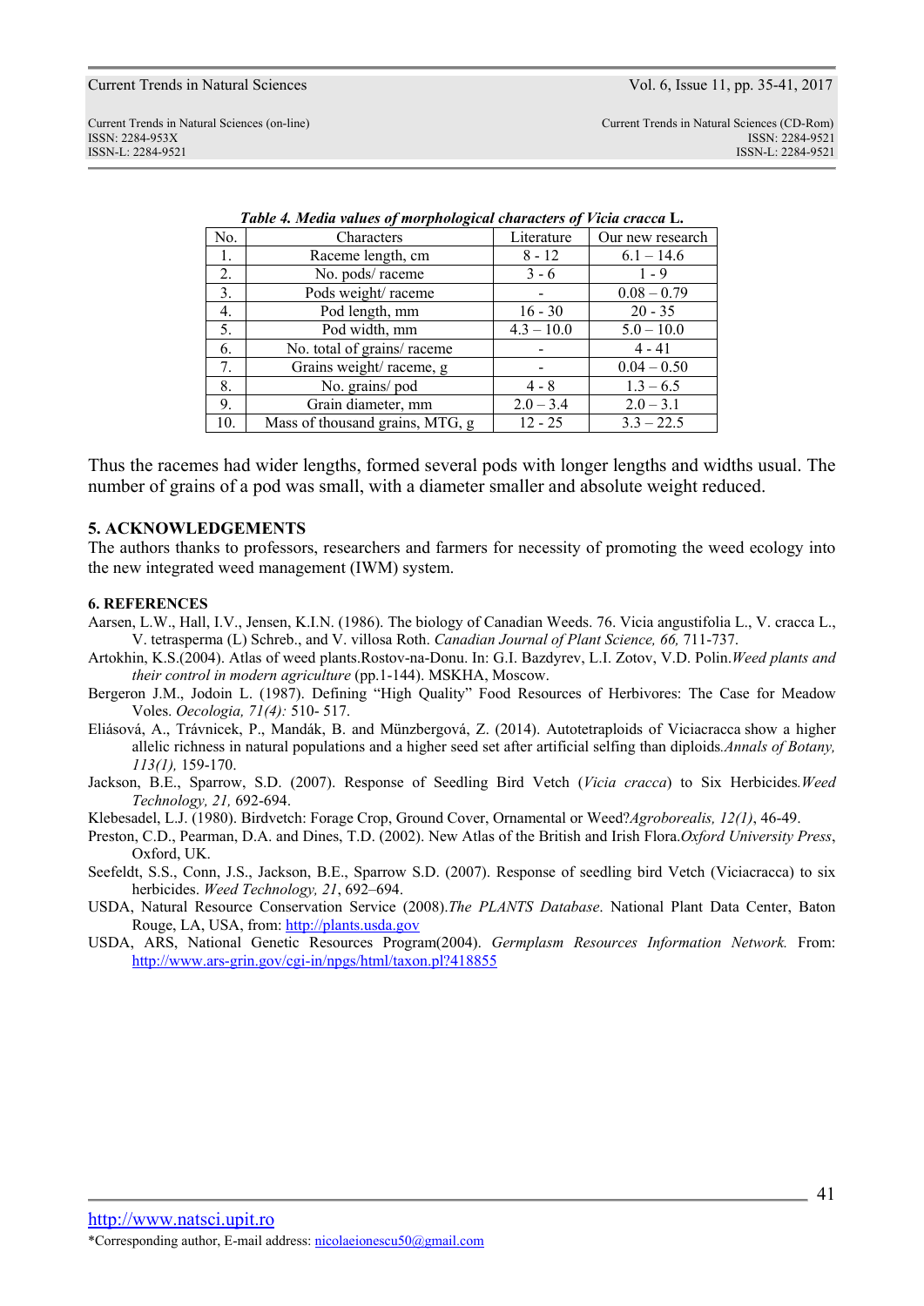*Table 4. Media values of morphological characters of Vicia cracca* **L.**

| No. | Characters | Literature | Our new research |
|---|---|---|---|
| 1. | Raceme length, cm | 8 - 12 | 6.1 – 14.6 |
| 2. | No. pods/ raceme | 3 - 6 | 1 - 9 |
| 3. | Pods weight/ raceme | - | 0.08 – 0.79 |
| 4. | Pod length, mm | 16 - 30 | 20 - 35 |
| 5. | Pod width, mm | 4.3 – 10.0 | 5.0 – 10.0 |
| 6. | No. total of grains/ raceme | - | 4 - 41 |
| 7. | Grains weight/ raceme, g | - | 0.04 – 0.50 |
| 8. | No. grains/ pod | 4 - 8 | 1.3 – 6.5 |
| 9. | Grain diameter, mm | 2.0 – 3.4 | 2.0 – 3.1 |
| 10. | Mass of thousand grains, MTG, g | 12 - 25 | 3.3 – 22.5 |

Thus the racemes had wider lengths, formed several pods with longer lengths and widths usual. The number of grains of a pod was small, with a diameter smaller and absolute weight reduced.

## 5. ACKNOWLEDGEMENTS

The authors thanks to professors, researchers and farmers for necessity of promoting the weed ecology into the new integrated weed management (IWM) system.

## 6. REFERENCES

Aarsen, L.W., Hall, I.V., Jensen, K.I.N. (1986). The biology of Canadian Weeds. 76. Vicia angustifolia L., V. cracca L., V. tetrasperma (L) Schreb., and V. villosa Roth. *Canadian Journal of Plant Science, 66,* 711-737.

Artokhin, K.S.(2004). Atlas of weed plants.Rostov-na-Donu. In: G.I. Bazdyrev, L.I. Zotov, V.D. Polin.*Weed plants and their control in modern agriculture* (pp.1-144). MSKHA, Moscow.

Bergeron J.M., Jodoin L. (1987). Defining "High Quality" Food Resources of Herbivores: The Case for Meadow Voles. *Oecologia, 71(4):* 510- 517.

Eliášová, A., Trávnicek, P., Mandák, B. and Münzbergová, Z. (2014). Autotetraploids of Viciacracca show a higher allelic richness in natural populations and a higher seed set after artificial selfing than diploids.*Annals of Botany, 113(1),* 159-170.

Jackson, B.E., Sparrow, S.D. (2007). Response of Seedling Bird Vetch (*Vicia cracca*) to Six Herbicides.*Weed Technology, 21,* 692-694.

Klebesadel, L.J. (1980). Birdvetch: Forage Crop, Ground Cover, Ornamental or Weed?*Agroborealis, 12(1)*, 46-49.

Preston, C.D., Pearman, D.A. and Dines, T.D. (2002). New Atlas of the British and Irish Flora.*Oxford University Press*, Oxford, UK.

Seefeldt, S.S., Conn, J.S., Jackson, B.E., Sparrow S.D. (2007). Response of seedling bird Vetch (Viciacracca) to six herbicides. *Weed Technology, 21*, 692–694.

USDA, Natural Resource Conservation Service (2008).*The PLANTS Database*. National Plant Data Center, Baton Rouge, LA, USA, from: http://plants.usda.gov

USDA, ARS, National Genetic Resources Program(2004). *Germplasm Resources Information Network.* From: http://www.ars-grin.gov/cgi-in/npgs/html/taxon.pl?418855